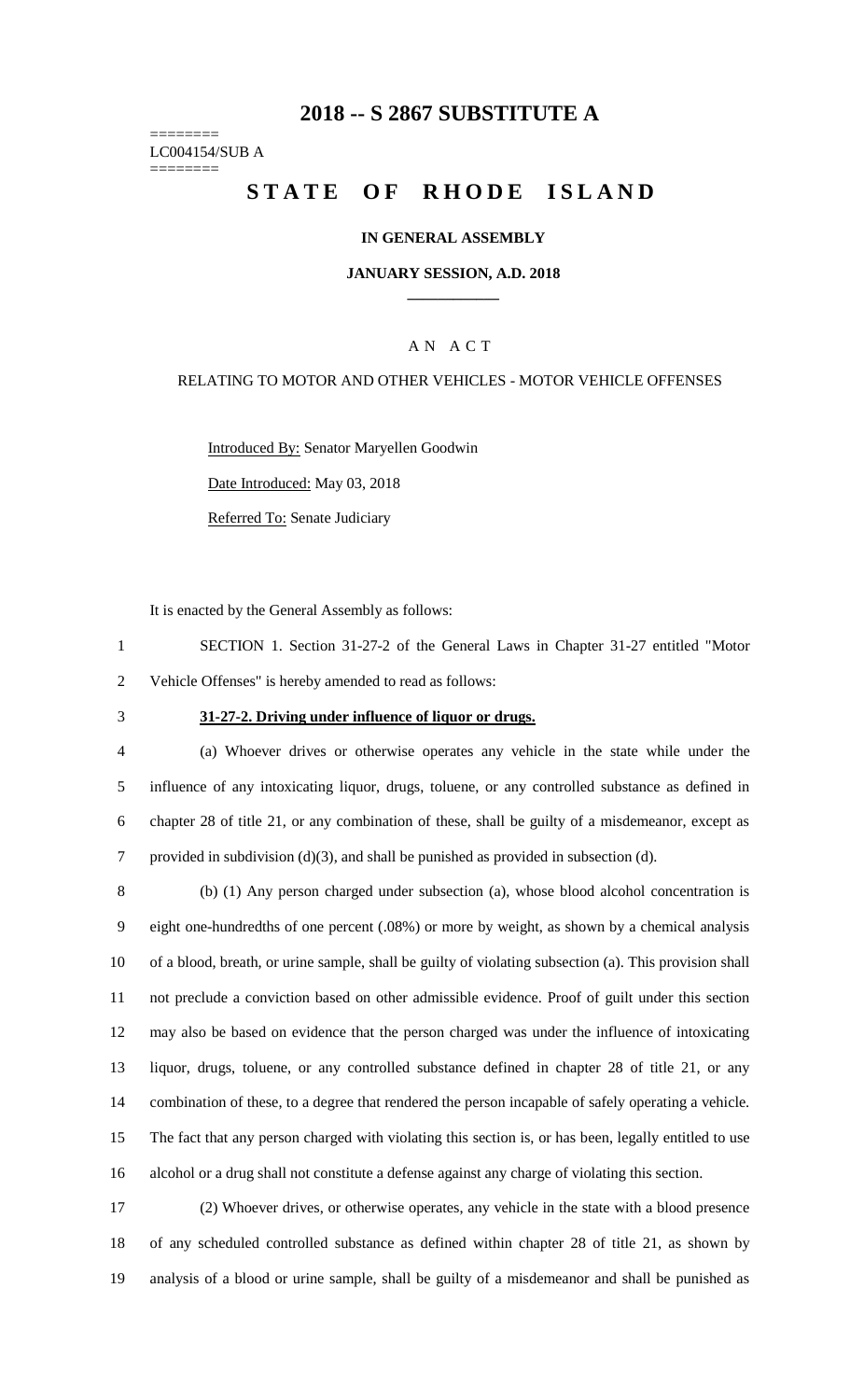# 2018 -- S 2867 SUBSTITUTE A

========
LC004154/SUB A
========

## STATE OF RHODE ISLAND

**IN GENERAL ASSEMBLY**

**JANUARY SESSION, A.D. 2018**

A N A C T

RELATING TO MOTOR AND OTHER VEHICLES - MOTOR VEHICLE OFFENSES

Introduced By: Senator Maryellen Goodwin

Date Introduced: May 03, 2018

Referred To: Senate Judiciary

It is enacted by the General Assembly as follows:

SECTION 1. Section 31-27-2 of the General Laws in Chapter 31-27 entitled "Motor Vehicle Offenses" is hereby amended to read as follows:

**31-27-2. Driving under influence of liquor or drugs.**

(a) Whoever drives or otherwise operates any vehicle in the state while under the influence of any intoxicating liquor, drugs, toluene, or any controlled substance as defined in chapter 28 of title 21, or any combination of these, shall be guilty of a misdemeanor, except as provided in subdivision (d)(3), and shall be punished as provided in subsection (d).

(b) (1) Any person charged under subsection (a), whose blood alcohol concentration is eight one-hundredths of one percent (.08%) or more by weight, as shown by a chemical analysis of a blood, breath, or urine sample, shall be guilty of violating subsection (a). This provision shall not preclude a conviction based on other admissible evidence. Proof of guilt under this section may also be based on evidence that the person charged was under the influence of intoxicating liquor, drugs, toluene, or any controlled substance defined in chapter 28 of title 21, or any combination of these, to a degree that rendered the person incapable of safely operating a vehicle. The fact that any person charged with violating this section is, or has been, legally entitled to use alcohol or a drug shall not constitute a defense against any charge of violating this section.

(2) Whoever drives, or otherwise operates, any vehicle in the state with a blood presence of any scheduled controlled substance as defined within chapter 28 of title 21, as shown by analysis of a blood or urine sample, shall be guilty of a misdemeanor and shall be punished as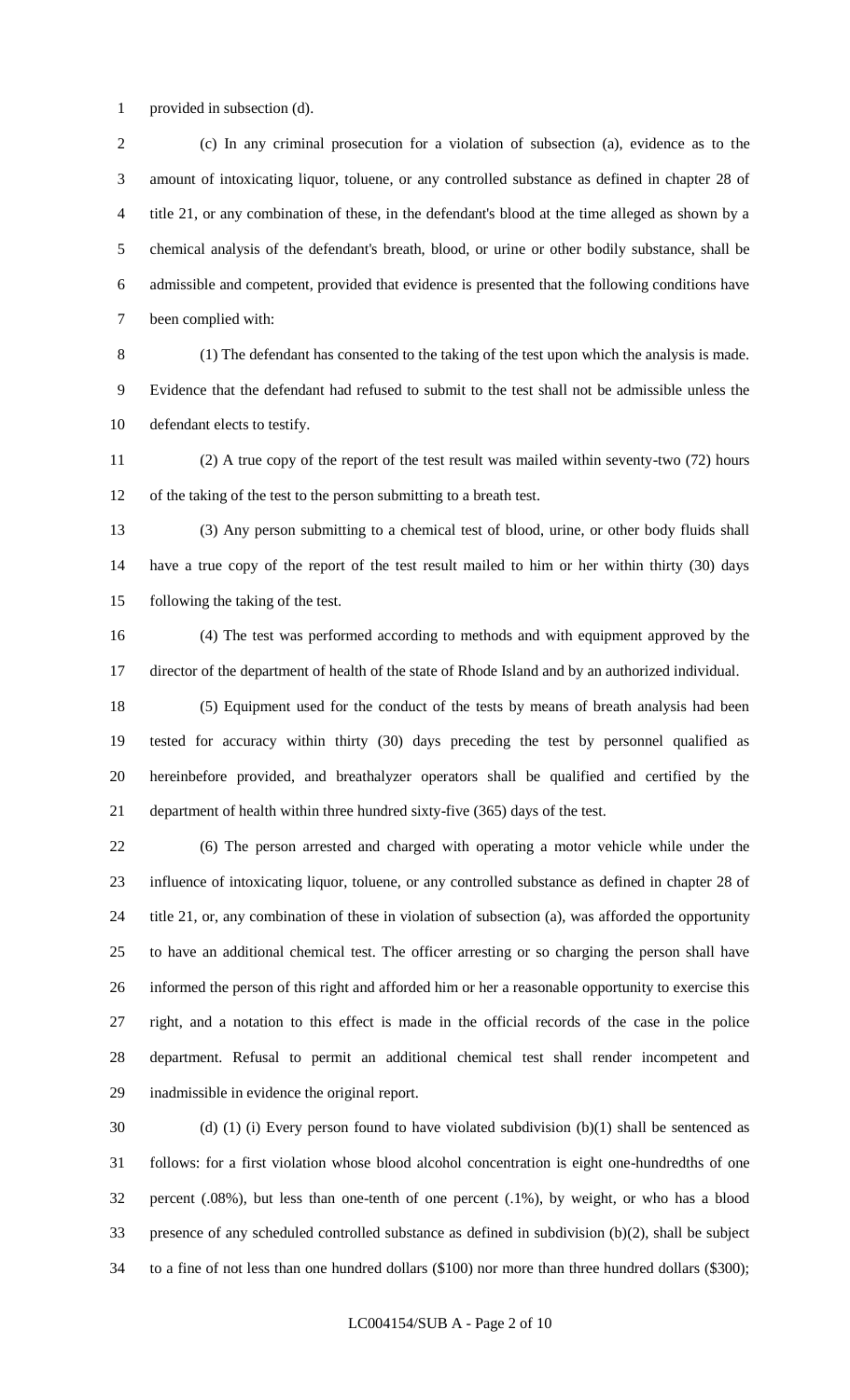provided in subsection (d).

(c) In any criminal prosecution for a violation of subsection (a), evidence as to the amount of intoxicating liquor, toluene, or any controlled substance as defined in chapter 28 of title 21, or any combination of these, in the defendant's blood at the time alleged as shown by a chemical analysis of the defendant's breath, blood, or urine or other bodily substance, shall be admissible and competent, provided that evidence is presented that the following conditions have been complied with:

(1) The defendant has consented to the taking of the test upon which the analysis is made. Evidence that the defendant had refused to submit to the test shall not be admissible unless the defendant elects to testify.

(2) A true copy of the report of the test result was mailed within seventy-two (72) hours of the taking of the test to the person submitting to a breath test.

(3) Any person submitting to a chemical test of blood, urine, or other body fluids shall have a true copy of the report of the test result mailed to him or her within thirty (30) days following the taking of the test.

(4) The test was performed according to methods and with equipment approved by the director of the department of health of the state of Rhode Island and by an authorized individual.

(5) Equipment used for the conduct of the tests by means of breath analysis had been tested for accuracy within thirty (30) days preceding the test by personnel qualified as hereinbefore provided, and breathalyzer operators shall be qualified and certified by the department of health within three hundred sixty-five (365) days of the test.

(6) The person arrested and charged with operating a motor vehicle while under the influence of intoxicating liquor, toluene, or any controlled substance as defined in chapter 28 of title 21, or, any combination of these in violation of subsection (a), was afforded the opportunity to have an additional chemical test. The officer arresting or so charging the person shall have informed the person of this right and afforded him or her a reasonable opportunity to exercise this right, and a notation to this effect is made in the official records of the case in the police department. Refusal to permit an additional chemical test shall render incompetent and inadmissible in evidence the original report.

(d) (1) (i) Every person found to have violated subdivision (b)(1) shall be sentenced as follows: for a first violation whose blood alcohol concentration is eight one-hundredths of one percent (.08%), but less than one-tenth of one percent (.1%), by weight, or who has a blood presence of any scheduled controlled substance as defined in subdivision (b)(2), shall be subject to a fine of not less than one hundred dollars ($100) nor more than three hundred dollars ($300);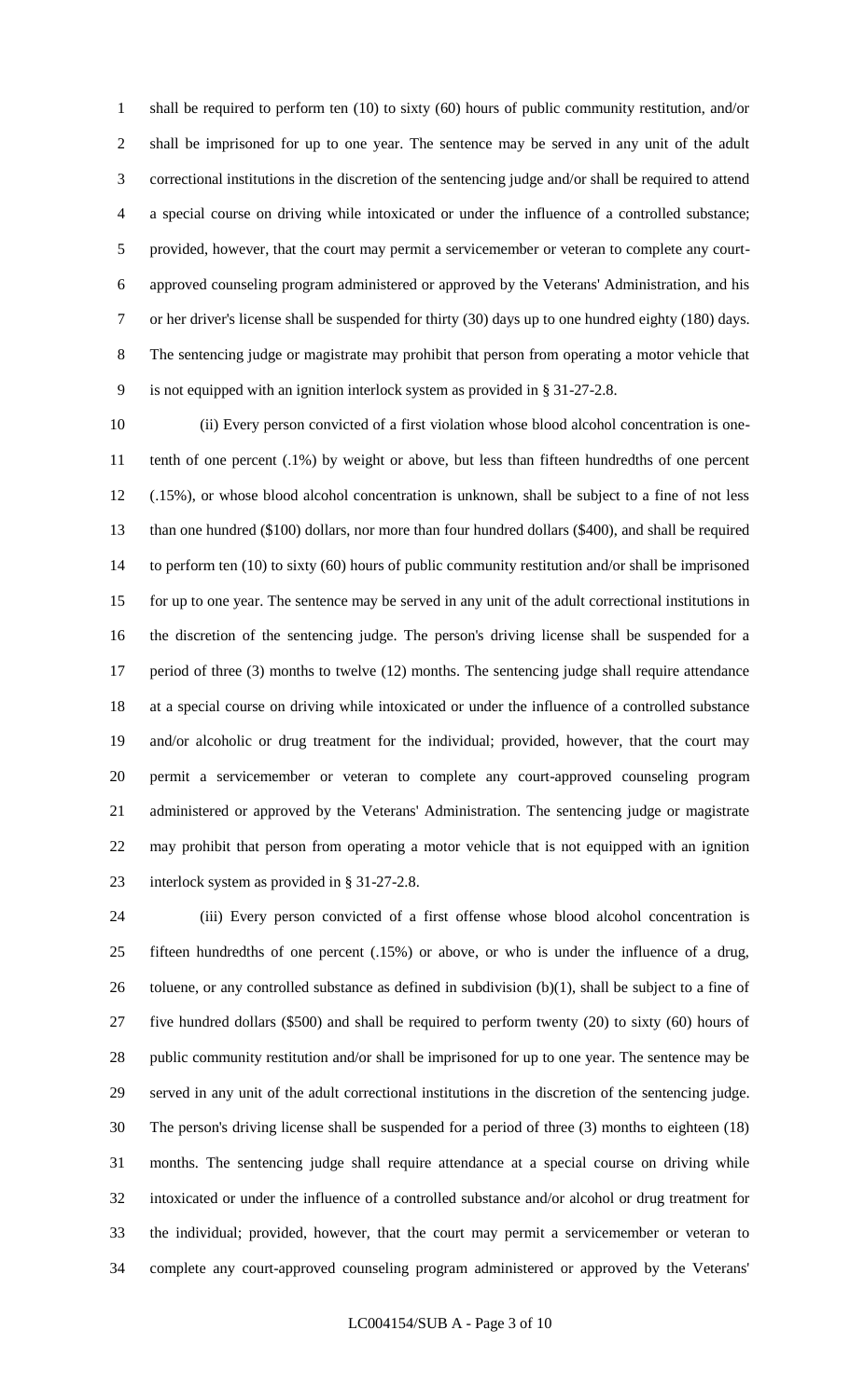shall be required to perform ten (10) to sixty (60) hours of public community restitution, and/or shall be imprisoned for up to one year. The sentence may be served in any unit of the adult correctional institutions in the discretion of the sentencing judge and/or shall be required to attend a special course on driving while intoxicated or under the influence of a controlled substance; provided, however, that the court may permit a servicemember or veteran to complete any court-approved counseling program administered or approved by the Veterans' Administration, and his or her driver's license shall be suspended for thirty (30) days up to one hundred eighty (180) days. The sentencing judge or magistrate may prohibit that person from operating a motor vehicle that is not equipped with an ignition interlock system as provided in § 31-27-2.8.

(ii) Every person convicted of a first violation whose blood alcohol concentration is one-tenth of one percent (.1%) by weight or above, but less than fifteen hundredths of one percent (.15%), or whose blood alcohol concentration is unknown, shall be subject to a fine of not less than one hundred ($100) dollars, nor more than four hundred dollars ($400), and shall be required to perform ten (10) to sixty (60) hours of public community restitution and/or shall be imprisoned for up to one year. The sentence may be served in any unit of the adult correctional institutions in the discretion of the sentencing judge. The person's driving license shall be suspended for a period of three (3) months to twelve (12) months. The sentencing judge shall require attendance at a special course on driving while intoxicated or under the influence of a controlled substance and/or alcoholic or drug treatment for the individual; provided, however, that the court may permit a servicemember or veteran to complete any court-approved counseling program administered or approved by the Veterans' Administration. The sentencing judge or magistrate may prohibit that person from operating a motor vehicle that is not equipped with an ignition interlock system as provided in § 31-27-2.8.

(iii) Every person convicted of a first offense whose blood alcohol concentration is fifteen hundredths of one percent (.15%) or above, or who is under the influence of a drug, toluene, or any controlled substance as defined in subdivision (b)(1), shall be subject to a fine of five hundred dollars ($500) and shall be required to perform twenty (20) to sixty (60) hours of public community restitution and/or shall be imprisoned for up to one year. The sentence may be served in any unit of the adult correctional institutions in the discretion of the sentencing judge. The person's driving license shall be suspended for a period of three (3) months to eighteen (18) months. The sentencing judge shall require attendance at a special course on driving while intoxicated or under the influence of a controlled substance and/or alcohol or drug treatment for the individual; provided, however, that the court may permit a servicemember or veteran to complete any court-approved counseling program administered or approved by the Veterans'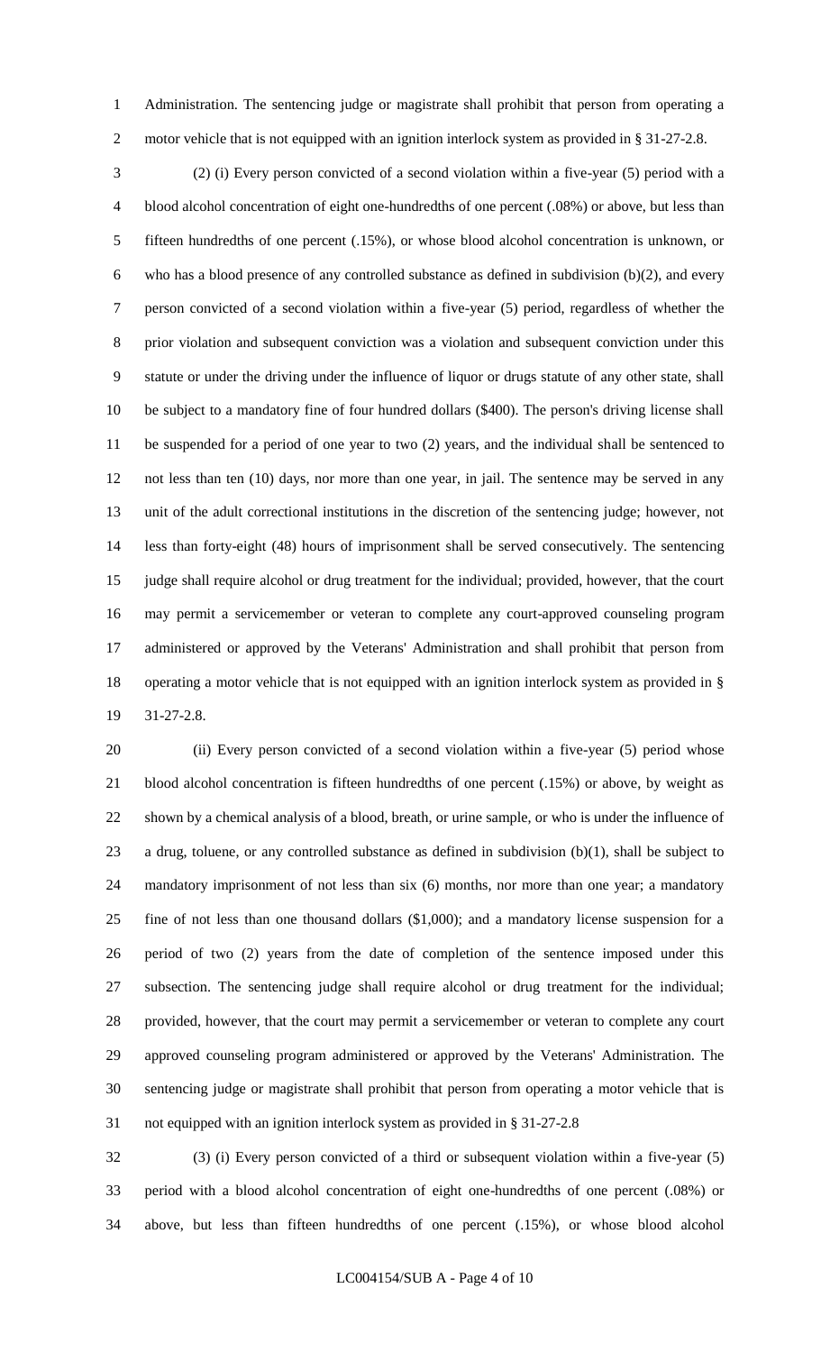Administration. The sentencing judge or magistrate shall prohibit that person from operating a motor vehicle that is not equipped with an ignition interlock system as provided in § 31-27-2.8.

(2) (i) Every person convicted of a second violation within a five-year (5) period with a blood alcohol concentration of eight one-hundredths of one percent (.08%) or above, but less than fifteen hundredths of one percent (.15%), or whose blood alcohol concentration is unknown, or who has a blood presence of any controlled substance as defined in subdivision (b)(2), and every person convicted of a second violation within a five-year (5) period, regardless of whether the prior violation and subsequent conviction was a violation and subsequent conviction under this statute or under the driving under the influence of liquor or drugs statute of any other state, shall be subject to a mandatory fine of four hundred dollars ($400). The person's driving license shall be suspended for a period of one year to two (2) years, and the individual shall be sentenced to not less than ten (10) days, nor more than one year, in jail. The sentence may be served in any unit of the adult correctional institutions in the discretion of the sentencing judge; however, not less than forty-eight (48) hours of imprisonment shall be served consecutively. The sentencing judge shall require alcohol or drug treatment for the individual; provided, however, that the court may permit a servicemember or veteran to complete any court-approved counseling program administered or approved by the Veterans' Administration and shall prohibit that person from operating a motor vehicle that is not equipped with an ignition interlock system as provided in § 31-27-2.8.

(ii) Every person convicted of a second violation within a five-year (5) period whose blood alcohol concentration is fifteen hundredths of one percent (.15%) or above, by weight as shown by a chemical analysis of a blood, breath, or urine sample, or who is under the influence of a drug, toluene, or any controlled substance as defined in subdivision (b)(1), shall be subject to mandatory imprisonment of not less than six (6) months, nor more than one year; a mandatory fine of not less than one thousand dollars ($1,000); and a mandatory license suspension for a period of two (2) years from the date of completion of the sentence imposed under this subsection. The sentencing judge shall require alcohol or drug treatment for the individual; provided, however, that the court may permit a servicemember or veteran to complete any court approved counseling program administered or approved by the Veterans' Administration. The sentencing judge or magistrate shall prohibit that person from operating a motor vehicle that is not equipped with an ignition interlock system as provided in § 31-27-2.8

(3) (i) Every person convicted of a third or subsequent violation within a five-year (5) period with a blood alcohol concentration of eight one-hundredths of one percent (.08%) or above, but less than fifteen hundredths of one percent (.15%), or whose blood alcohol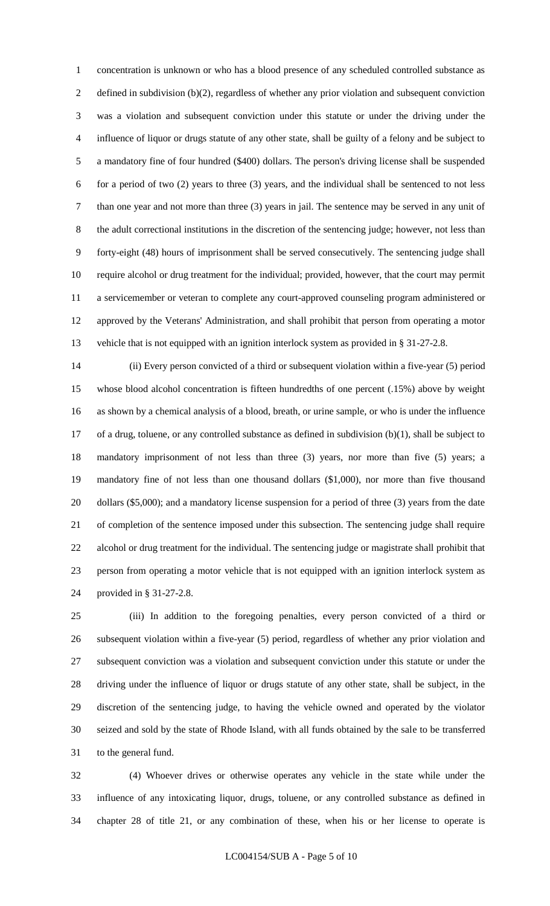concentration is unknown or who has a blood presence of any scheduled controlled substance as defined in subdivision (b)(2), regardless of whether any prior violation and subsequent conviction was a violation and subsequent conviction under this statute or under the driving under the influence of liquor or drugs statute of any other state, shall be guilty of a felony and be subject to a mandatory fine of four hundred ($400) dollars. The person's driving license shall be suspended for a period of two (2) years to three (3) years, and the individual shall be sentenced to not less than one year and not more than three (3) years in jail. The sentence may be served in any unit of the adult correctional institutions in the discretion of the sentencing judge; however, not less than forty-eight (48) hours of imprisonment shall be served consecutively. The sentencing judge shall require alcohol or drug treatment for the individual; provided, however, that the court may permit a servicemember or veteran to complete any court-approved counseling program administered or approved by the Veterans' Administration, and shall prohibit that person from operating a motor vehicle that is not equipped with an ignition interlock system as provided in § 31-27-2.8.

(ii) Every person convicted of a third or subsequent violation within a five-year (5) period whose blood alcohol concentration is fifteen hundredths of one percent (.15%) above by weight as shown by a chemical analysis of a blood, breath, or urine sample, or who is under the influence of a drug, toluene, or any controlled substance as defined in subdivision (b)(1), shall be subject to mandatory imprisonment of not less than three (3) years, nor more than five (5) years; a mandatory fine of not less than one thousand dollars ($1,000), nor more than five thousand dollars ($5,000); and a mandatory license suspension for a period of three (3) years from the date of completion of the sentence imposed under this subsection. The sentencing judge shall require alcohol or drug treatment for the individual. The sentencing judge or magistrate shall prohibit that person from operating a motor vehicle that is not equipped with an ignition interlock system as provided in § 31-27-2.8.

(iii) In addition to the foregoing penalties, every person convicted of a third or subsequent violation within a five-year (5) period, regardless of whether any prior violation and subsequent conviction was a violation and subsequent conviction under this statute or under the driving under the influence of liquor or drugs statute of any other state, shall be subject, in the discretion of the sentencing judge, to having the vehicle owned and operated by the violator seized and sold by the state of Rhode Island, with all funds obtained by the sale to be transferred to the general fund.

(4) Whoever drives or otherwise operates any vehicle in the state while under the influence of any intoxicating liquor, drugs, toluene, or any controlled substance as defined in chapter 28 of title 21, or any combination of these, when his or her license to operate is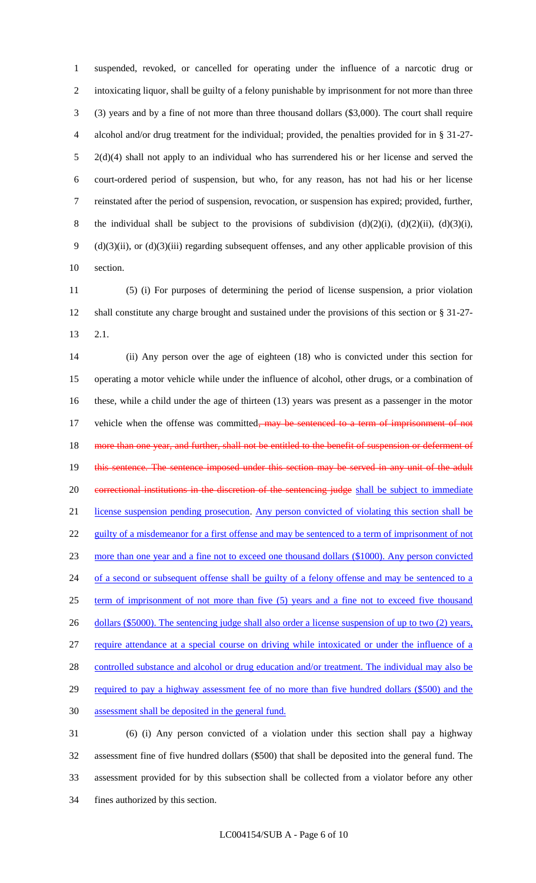suspended, revoked, or cancelled for operating under the influence of a narcotic drug or intoxicating liquor, shall be guilty of a felony punishable by imprisonment for not more than three (3) years and by a fine of not more than three thousand dollars ($3,000). The court shall require alcohol and/or drug treatment for the individual; provided, the penalties provided for in § 31-27-2(d)(4) shall not apply to an individual who has surrendered his or her license and served the court-ordered period of suspension, but who, for any reason, has not had his or her license reinstated after the period of suspension, revocation, or suspension has expired; provided, further, the individual shall be subject to the provisions of subdivision (d)(2)(i), (d)(2)(ii), (d)(3)(i), (d)(3)(ii), or (d)(3)(iii) regarding subsequent offenses, and any other applicable provision of this section.

(5) (i) For purposes of determining the period of license suspension, a prior violation shall constitute any charge brought and sustained under the provisions of this section or § 31-27-2.1.

(ii) Any person over the age of eighteen (18) who is convicted under this section for operating a motor vehicle while under the influence of alcohol, other drugs, or a combination of these, while a child under the age of thirteen (13) years was present as a passenger in the motor vehicle when the offense was committed~~, may be sentenced to a term of imprisonment of not more than one year, and further, shall not be entitled to the benefit of suspension or deferment of this sentence. The sentence imposed under this section may be served in any unit of the adult correctional institutions in the discretion of the sentencing judge~~ shall be subject to immediate license suspension pending prosecution. Any person convicted of violating this section shall be guilty of a misdemeanor for a first offense and may be sentenced to a term of imprisonment of not more than one year and a fine not to exceed one thousand dollars ($1000). Any person convicted of a second or subsequent offense shall be guilty of a felony offense and may be sentenced to a term of imprisonment of not more than five (5) years and a fine not to exceed five thousand dollars ($5000). The sentencing judge shall also order a license suspension of up to two (2) years, require attendance at a special course on driving while intoxicated or under the influence of a controlled substance and alcohol or drug education and/or treatment. The individual may also be required to pay a highway assessment fee of no more than five hundred dollars ($500) and the assessment shall be deposited in the general fund.

(6) (i) Any person convicted of a violation under this section shall pay a highway assessment fine of five hundred dollars ($500) that shall be deposited into the general fund. The assessment provided for by this subsection shall be collected from a violator before any other fines authorized by this section.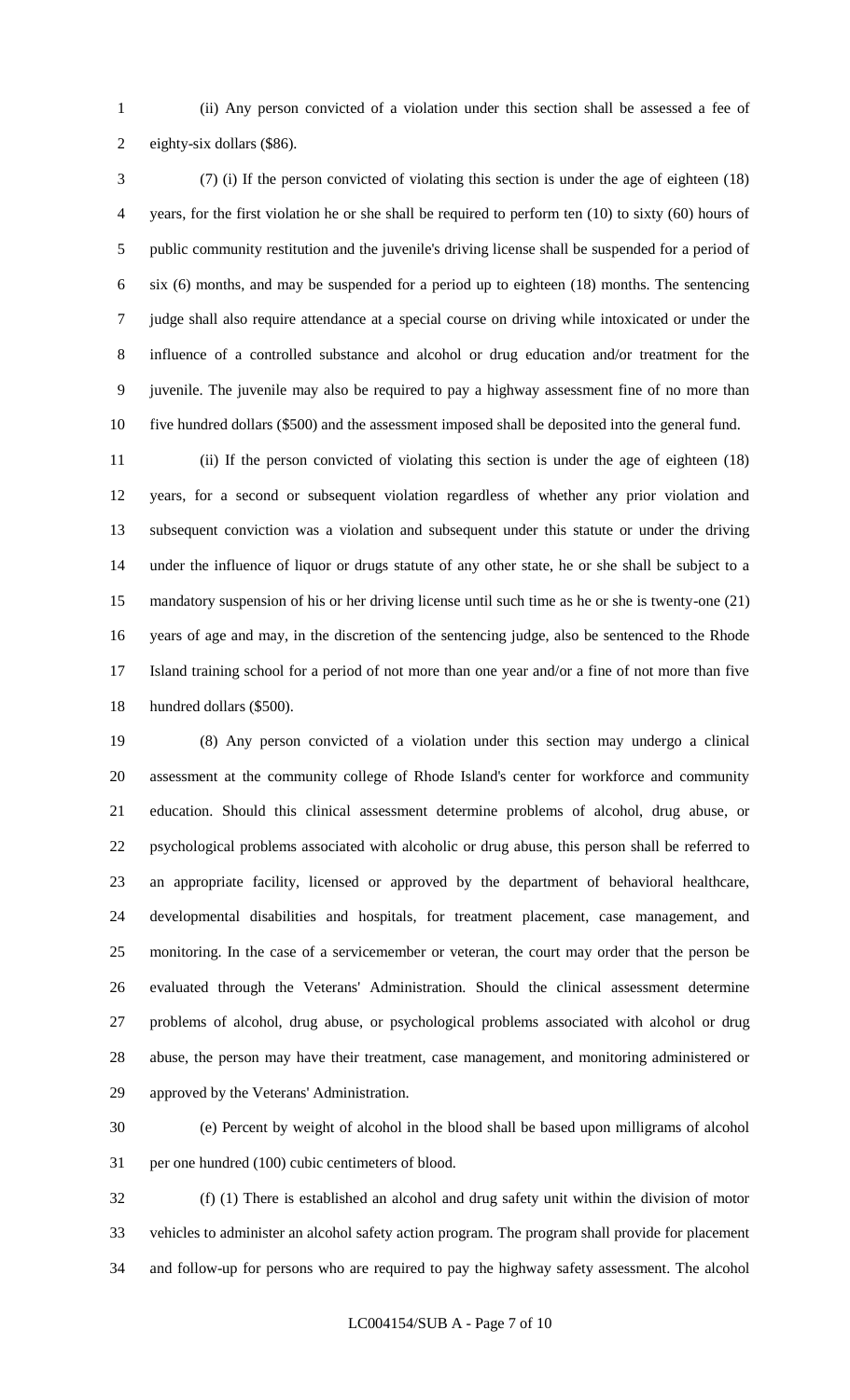(ii) Any person convicted of a violation under this section shall be assessed a fee of eighty-six dollars ($86).

(7) (i) If the person convicted of violating this section is under the age of eighteen (18) years, for the first violation he or she shall be required to perform ten (10) to sixty (60) hours of public community restitution and the juvenile's driving license shall be suspended for a period of six (6) months, and may be suspended for a period up to eighteen (18) months. The sentencing judge shall also require attendance at a special course on driving while intoxicated or under the influence of a controlled substance and alcohol or drug education and/or treatment for the juvenile. The juvenile may also be required to pay a highway assessment fine of no more than five hundred dollars ($500) and the assessment imposed shall be deposited into the general fund.

(ii) If the person convicted of violating this section is under the age of eighteen (18) years, for a second or subsequent violation regardless of whether any prior violation and subsequent conviction was a violation and subsequent under this statute or under the driving under the influence of liquor or drugs statute of any other state, he or she shall be subject to a mandatory suspension of his or her driving license until such time as he or she is twenty-one (21) years of age and may, in the discretion of the sentencing judge, also be sentenced to the Rhode Island training school for a period of not more than one year and/or a fine of not more than five hundred dollars ($500).

(8) Any person convicted of a violation under this section may undergo a clinical assessment at the community college of Rhode Island's center for workforce and community education. Should this clinical assessment determine problems of alcohol, drug abuse, or psychological problems associated with alcoholic or drug abuse, this person shall be referred to an appropriate facility, licensed or approved by the department of behavioral healthcare, developmental disabilities and hospitals, for treatment placement, case management, and monitoring. In the case of a servicemember or veteran, the court may order that the person be evaluated through the Veterans' Administration. Should the clinical assessment determine problems of alcohol, drug abuse, or psychological problems associated with alcohol or drug abuse, the person may have their treatment, case management, and monitoring administered or approved by the Veterans' Administration.

(e) Percent by weight of alcohol in the blood shall be based upon milligrams of alcohol per one hundred (100) cubic centimeters of blood.

(f) (1) There is established an alcohol and drug safety unit within the division of motor vehicles to administer an alcohol safety action program. The program shall provide for placement and follow-up for persons who are required to pay the highway safety assessment. The alcohol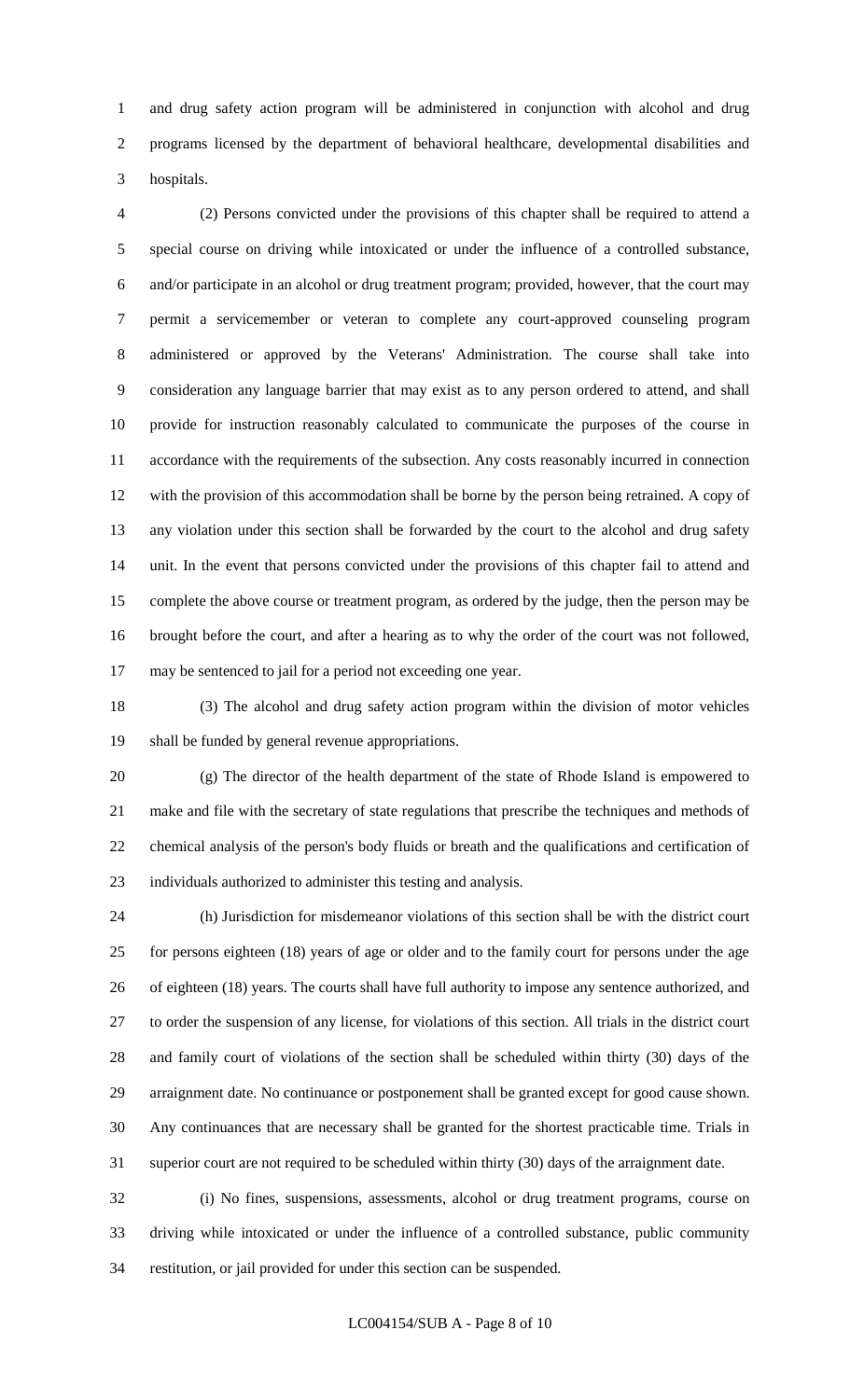and drug safety action program will be administered in conjunction with alcohol and drug programs licensed by the department of behavioral healthcare, developmental disabilities and hospitals.

(2) Persons convicted under the provisions of this chapter shall be required to attend a special course on driving while intoxicated or under the influence of a controlled substance, and/or participate in an alcohol or drug treatment program; provided, however, that the court may permit a servicemember or veteran to complete any court-approved counseling program administered or approved by the Veterans' Administration. The course shall take into consideration any language barrier that may exist as to any person ordered to attend, and shall provide for instruction reasonably calculated to communicate the purposes of the course in accordance with the requirements of the subsection. Any costs reasonably incurred in connection with the provision of this accommodation shall be borne by the person being retrained. A copy of any violation under this section shall be forwarded by the court to the alcohol and drug safety unit. In the event that persons convicted under the provisions of this chapter fail to attend and complete the above course or treatment program, as ordered by the judge, then the person may be brought before the court, and after a hearing as to why the order of the court was not followed, may be sentenced to jail for a period not exceeding one year.

(3) The alcohol and drug safety action program within the division of motor vehicles shall be funded by general revenue appropriations.

(g) The director of the health department of the state of Rhode Island is empowered to make and file with the secretary of state regulations that prescribe the techniques and methods of chemical analysis of the person's body fluids or breath and the qualifications and certification of individuals authorized to administer this testing and analysis.

(h) Jurisdiction for misdemeanor violations of this section shall be with the district court for persons eighteen (18) years of age or older and to the family court for persons under the age of eighteen (18) years. The courts shall have full authority to impose any sentence authorized, and to order the suspension of any license, for violations of this section. All trials in the district court and family court of violations of the section shall be scheduled within thirty (30) days of the arraignment date. No continuance or postponement shall be granted except for good cause shown. Any continuances that are necessary shall be granted for the shortest practicable time. Trials in superior court are not required to be scheduled within thirty (30) days of the arraignment date.

(i) No fines, suspensions, assessments, alcohol or drug treatment programs, course on driving while intoxicated or under the influence of a controlled substance, public community restitution, or jail provided for under this section can be suspended.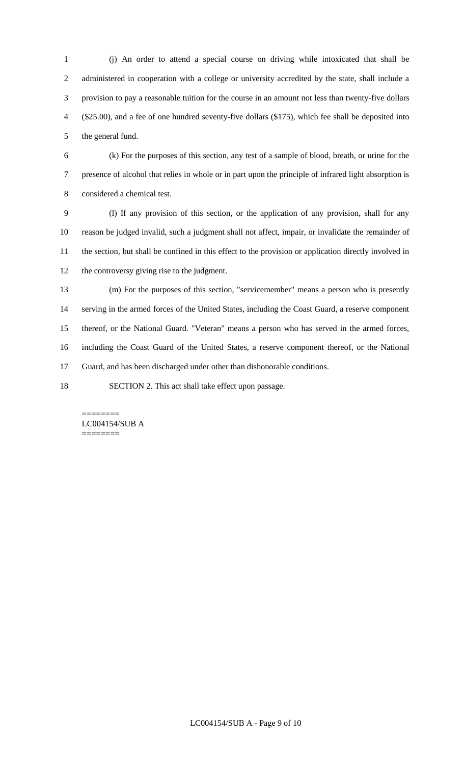(j) An order to attend a special course on driving while intoxicated that shall be administered in cooperation with a college or university accredited by the state, shall include a provision to pay a reasonable tuition for the course in an amount not less than twenty-five dollars ($25.00), and a fee of one hundred seventy-five dollars ($175), which fee shall be deposited into the general fund.

(k) For the purposes of this section, any test of a sample of blood, breath, or urine for the presence of alcohol that relies in whole or in part upon the principle of infrared light absorption is considered a chemical test.

(l) If any provision of this section, or the application of any provision, shall for any reason be judged invalid, such a judgment shall not affect, impair, or invalidate the remainder of the section, but shall be confined in this effect to the provision or application directly involved in the controversy giving rise to the judgment.

(m) For the purposes of this section, "servicemember" means a person who is presently serving in the armed forces of the United States, including the Coast Guard, a reserve component thereof, or the National Guard. "Veteran" means a person who has served in the armed forces, including the Coast Guard of the United States, a reserve component thereof, or the National Guard, and has been discharged under other than dishonorable conditions.

SECTION 2. This act shall take effect upon passage.

========
LC004154/SUB A
========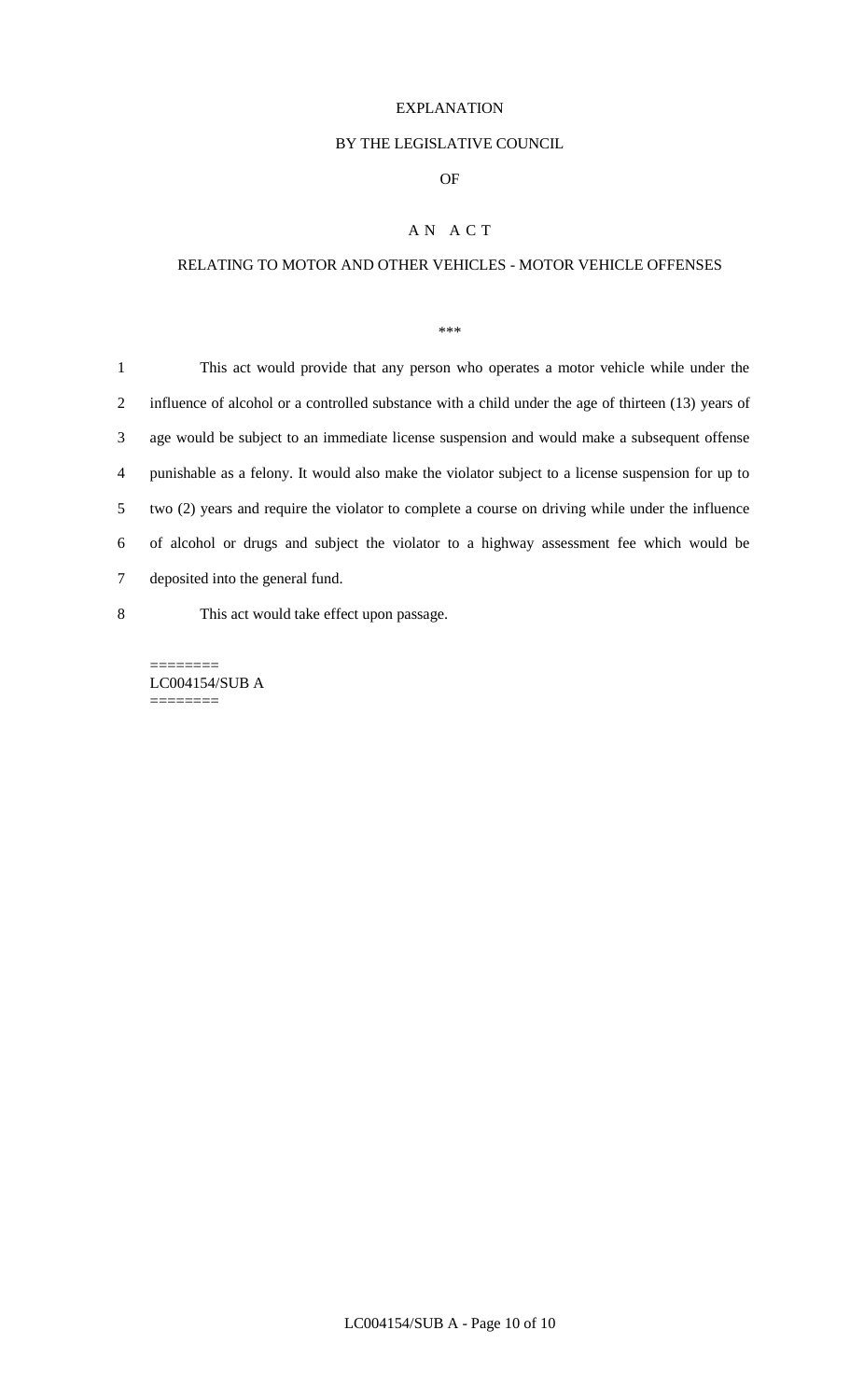EXPLANATION

BY THE LEGISLATIVE COUNCIL

OF

A N A C T

RELATING TO MOTOR AND OTHER VEHICLES - MOTOR VEHICLE OFFENSES

\*\*\*

This act would provide that any person who operates a motor vehicle while under the influence of alcohol or a controlled substance with a child under the age of thirteen (13) years of age would be subject to an immediate license suspension and would make a subsequent offense punishable as a felony. It would also make the violator subject to a license suspension for up to two (2) years and require the violator to complete a course on driving while under the influence of alcohol or drugs and subject the violator to a highway assessment fee which would be deposited into the general fund.

This act would take effect upon passage.

========
LC004154/SUB A
========